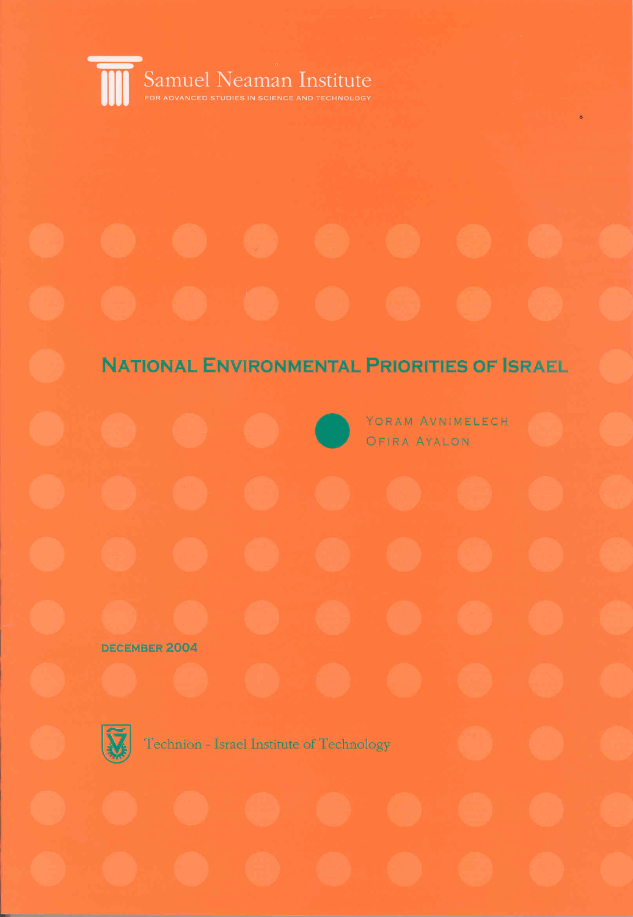Samuel Neaman Institute

FOR ADVANCED STUDIES IN SCIENCE AND TECHNOLOGY

# NATIONAL ENVIRONMENTAL PRIORITIES OF ISRAEL

YORAM AVNIMELECH

OFIRA AYALON

DECEMBER 2004

Technion - Israel Institute of Technology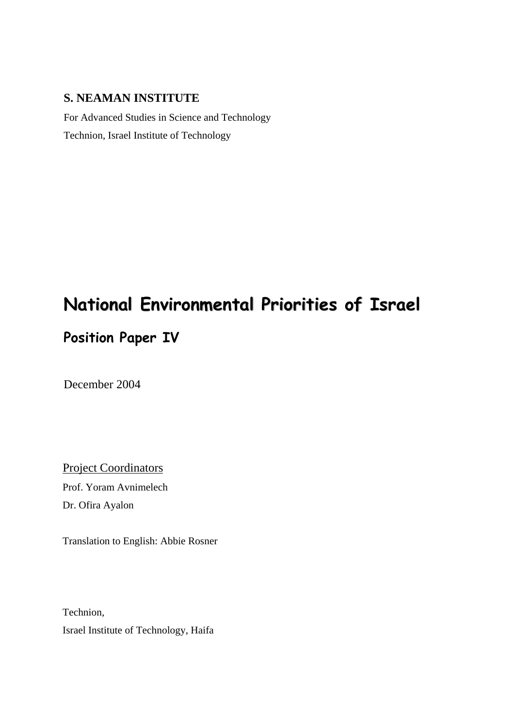**S. NEAMAN INSTITUTE**

For Advanced Studies in Science and Technology

Technion, Israel Institute of Technology

# National Environmental Priorities of Israel

## Position Paper IV

December 2004

Project Coordinators

Prof. Yoram Avnimelech

Dr. Ofira Ayalon

Translation to English: Abbie Rosner

Technion,

Israel Institute of Technology, Haifa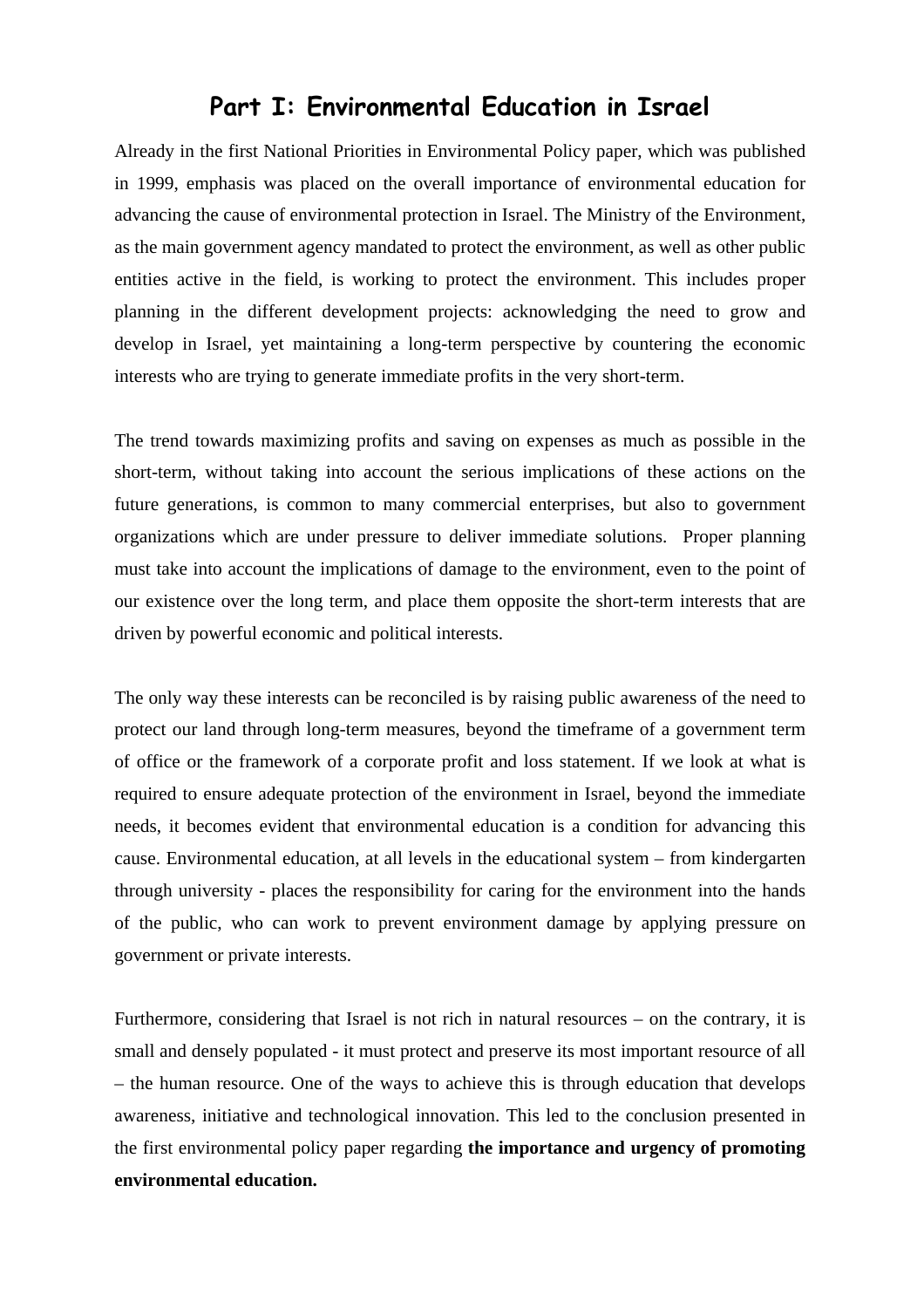# Part I: Environmental Education in Israel

Already in the first National Priorities in Environmental Policy paper, which was published in 1999, emphasis was placed on the overall importance of environmental education for advancing the cause of environmental protection in Israel. The Ministry of the Environment, as the main government agency mandated to protect the environment, as well as other public entities active in the field, is working to protect the environment. This includes proper planning in the different development projects: acknowledging the need to grow and develop in Israel, yet maintaining a long-term perspective by countering the economic interests who are trying to generate immediate profits in the very short-term.

The trend towards maximizing profits and saving on expenses as much as possible in the short-term, without taking into account the serious implications of these actions on the future generations, is common to many commercial enterprises, but also to government organizations which are under pressure to deliver immediate solutions. Proper planning must take into account the implications of damage to the environment, even to the point of our existence over the long term, and place them opposite the short-term interests that are driven by powerful economic and political interests.

The only way these interests can be reconciled is by raising public awareness of the need to protect our land through long-term measures, beyond the timeframe of a government term of office or the framework of a corporate profit and loss statement. If we look at what is required to ensure adequate protection of the environment in Israel, beyond the immediate needs, it becomes evident that environmental education is a condition for advancing this cause. Environmental education, at all levels in the educational system – from kindergarten through university - places the responsibility for caring for the environment into the hands of the public, who can work to prevent environment damage by applying pressure on government or private interests.

Furthermore, considering that Israel is not rich in natural resources – on the contrary, it is small and densely populated - it must protect and preserve its most important resource of all – the human resource. One of the ways to achieve this is through education that develops awareness, initiative and technological innovation. This led to the conclusion presented in the first environmental policy paper regarding **the importance and urgency of promoting environmental education.**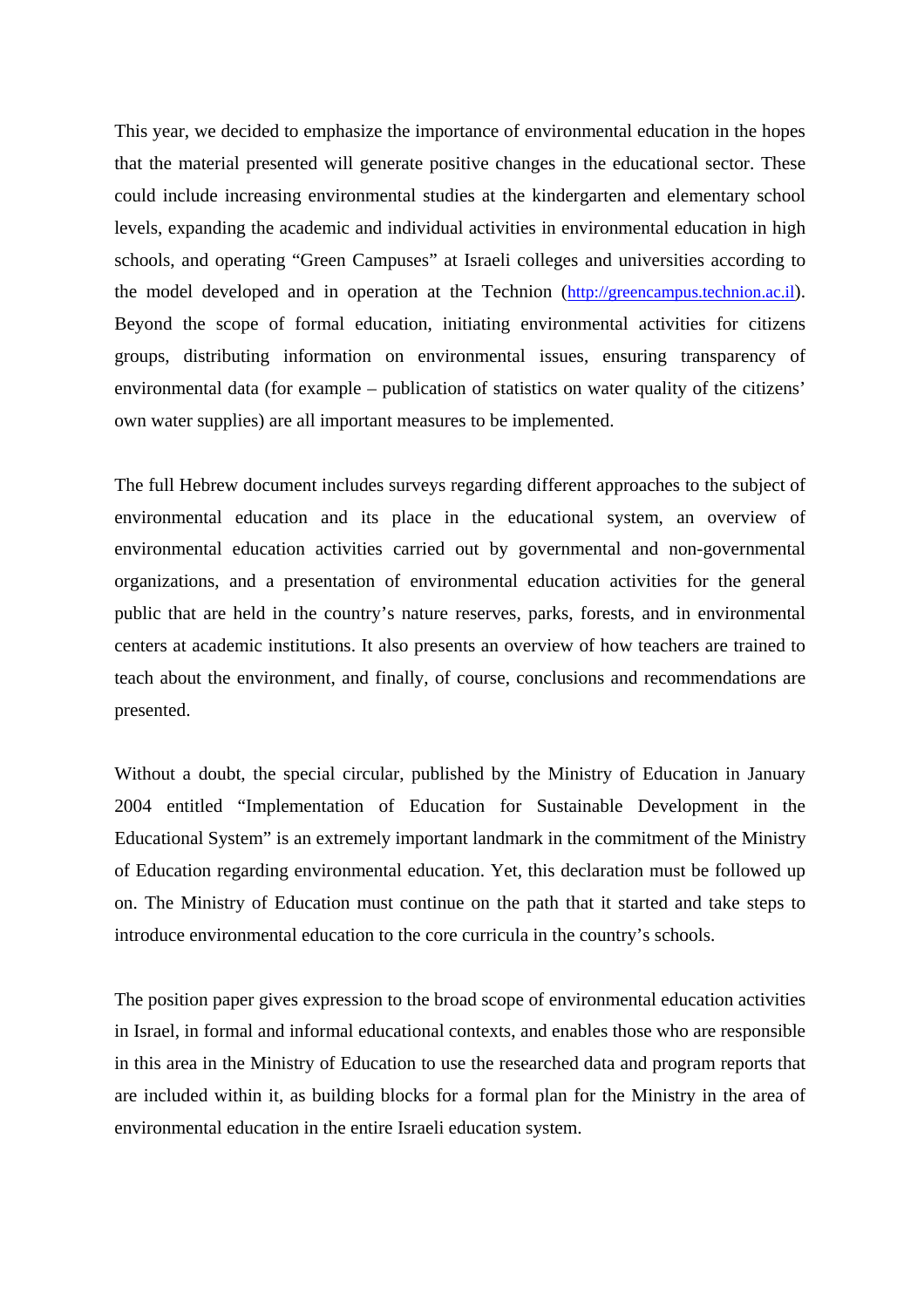This year, we decided to emphasize the importance of environmental education in the hopes that the material presented will generate positive changes in the educational sector. These could include increasing environmental studies at the kindergarten and elementary school levels, expanding the academic and individual activities in environmental education in high schools, and operating "Green Campuses" at Israeli colleges and universities according to the model developed and in operation at the Technion (http://greencampus.technion.ac.il). Beyond the scope of formal education, initiating environmental activities for citizens groups, distributing information on environmental issues, ensuring transparency of environmental data (for example – publication of statistics on water quality of the citizens' own water supplies) are all important measures to be implemented.

The full Hebrew document includes surveys regarding different approaches to the subject of environmental education and its place in the educational system, an overview of environmental education activities carried out by governmental and non-governmental organizations, and a presentation of environmental education activities for the general public that are held in the country's nature reserves, parks, forests, and in environmental centers at academic institutions. It also presents an overview of how teachers are trained to teach about the environment, and finally, of course, conclusions and recommendations are presented.

Without a doubt, the special circular, published by the Ministry of Education in January 2004 entitled "Implementation of Education for Sustainable Development in the Educational System" is an extremely important landmark in the commitment of the Ministry of Education regarding environmental education. Yet, this declaration must be followed up on. The Ministry of Education must continue on the path that it started and take steps to introduce environmental education to the core curricula in the country's schools.

The position paper gives expression to the broad scope of environmental education activities in Israel, in formal and informal educational contexts, and enables those who are responsible in this area in the Ministry of Education to use the researched data and program reports that are included within it, as building blocks for a formal plan for the Ministry in the area of environmental education in the entire Israeli education system.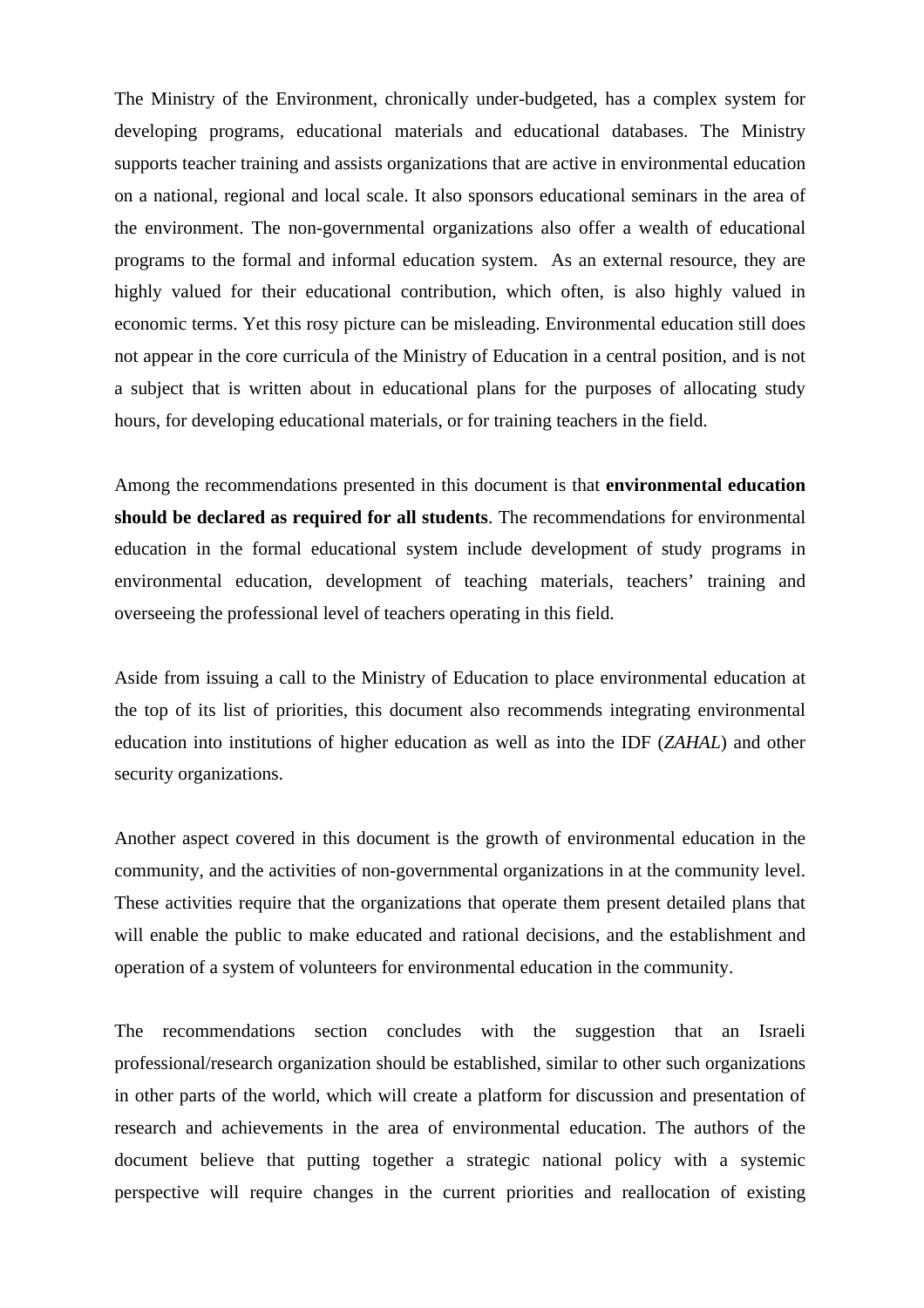The Ministry of the Environment, chronically under-budgeted, has a complex system for developing programs, educational materials and educational databases. The Ministry supports teacher training and assists organizations that are active in environmental education on a national, regional and local scale. It also sponsors educational seminars in the area of the environment. The non-governmental organizations also offer a wealth of educational programs to the formal and informal education system. As an external resource, they are highly valued for their educational contribution, which often, is also highly valued in economic terms. Yet this rosy picture can be misleading. Environmental education still does not appear in the core curricula of the Ministry of Education in a central position, and is not a subject that is written about in educational plans for the purposes of allocating study hours, for developing educational materials, or for training teachers in the field.

Among the recommendations presented in this document is that **environmental education should be declared as required for all students**. The recommendations for environmental education in the formal educational system include development of study programs in environmental education, development of teaching materials, teachers' training and overseeing the professional level of teachers operating in this field.

Aside from issuing a call to the Ministry of Education to place environmental education at the top of its list of priorities, this document also recommends integrating environmental education into institutions of higher education as well as into the IDF (*ZAHAL*) and other security organizations.

Another aspect covered in this document is the growth of environmental education in the community, and the activities of non-governmental organizations in at the community level. These activities require that the organizations that operate them present detailed plans that will enable the public to make educated and rational decisions, and the establishment and operation of a system of volunteers for environmental education in the community.

The recommendations section concludes with the suggestion that an Israeli professional/research organization should be established, similar to other such organizations in other parts of the world, which will create a platform for discussion and presentation of research and achievements in the area of environmental education. The authors of the document believe that putting together a strategic national policy with a systemic perspective will require changes in the current priorities and reallocation of existing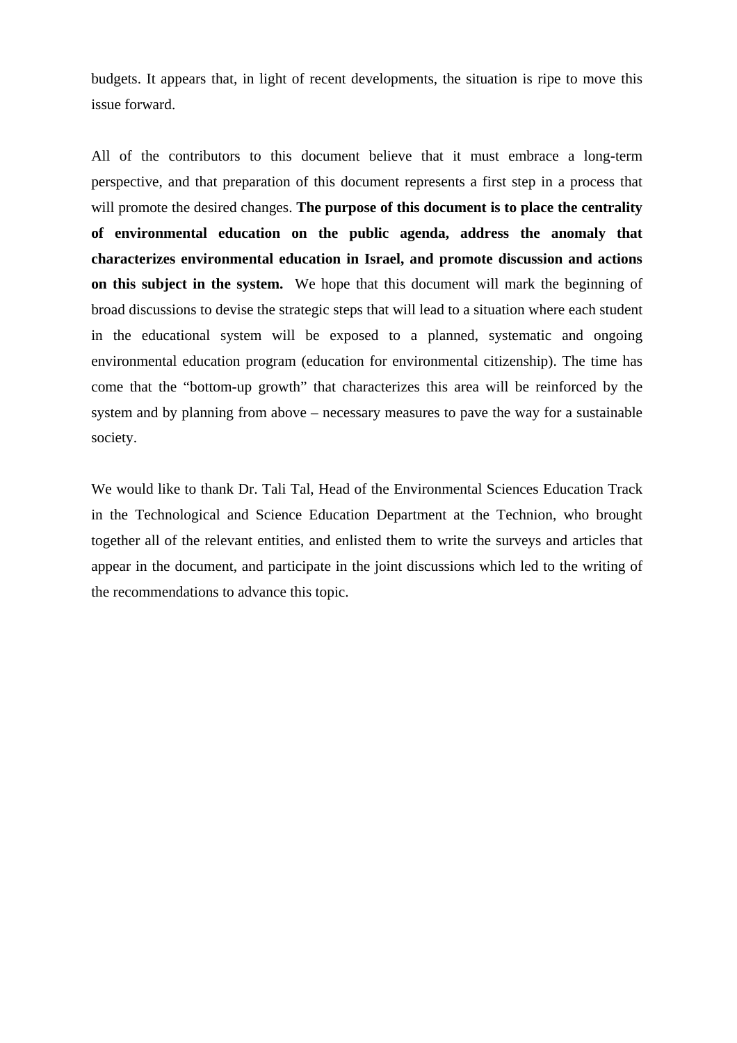budgets. It appears that, in light of recent developments, the situation is ripe to move this issue forward.

All of the contributors to this document believe that it must embrace a long-term perspective, and that preparation of this document represents a first step in a process that will promote the desired changes. **The purpose of this document is to place the centrality of environmental education on the public agenda, address the anomaly that characterizes environmental education in Israel, and promote discussion and actions on this subject in the system.** We hope that this document will mark the beginning of broad discussions to devise the strategic steps that will lead to a situation where each student in the educational system will be exposed to a planned, systematic and ongoing environmental education program (education for environmental citizenship). The time has come that the "bottom-up growth" that characterizes this area will be reinforced by the system and by planning from above – necessary measures to pave the way for a sustainable society.

We would like to thank Dr. Tali Tal, Head of the Environmental Sciences Education Track in the Technological and Science Education Department at the Technion, who brought together all of the relevant entities, and enlisted them to write the surveys and articles that appear in the document, and participate in the joint discussions which led to the writing of the recommendations to advance this topic.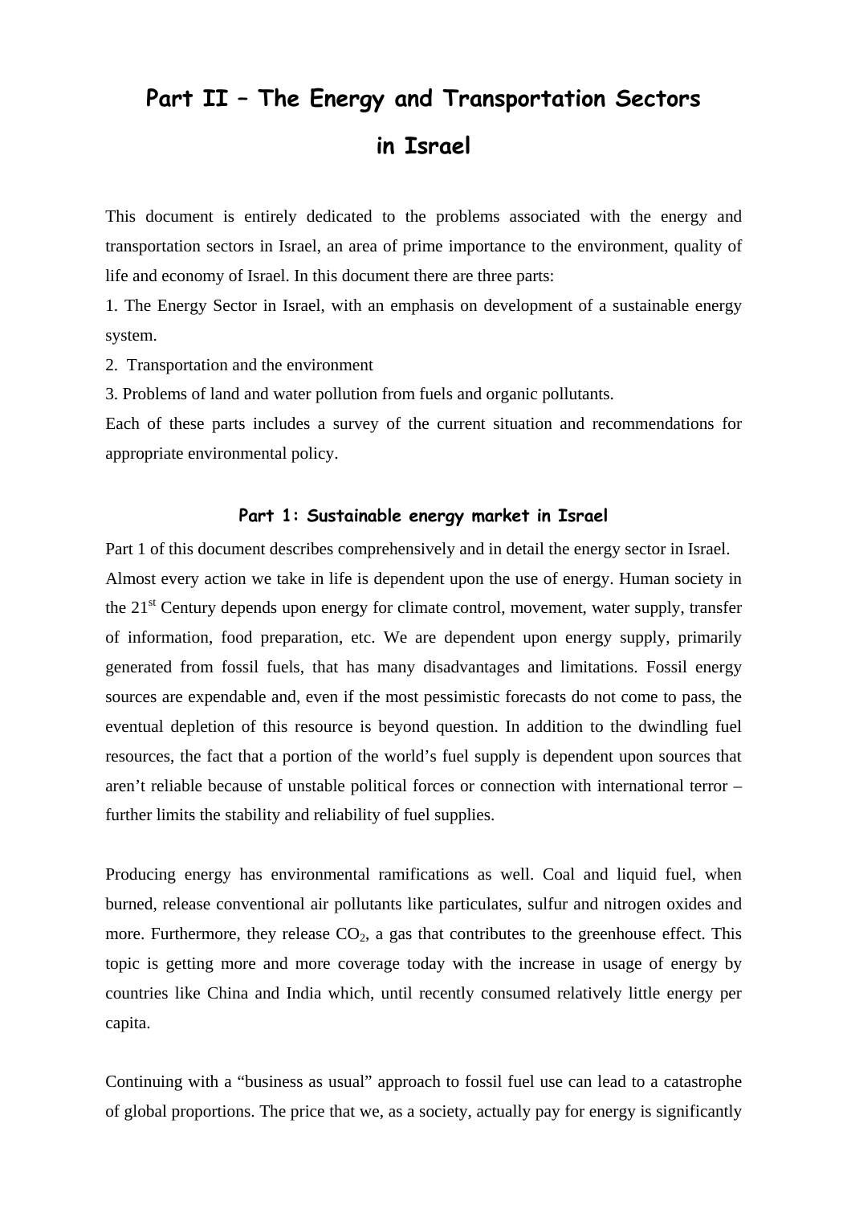# Part II – The Energy and Transportation Sectors in Israel

This document is entirely dedicated to the problems associated with the energy and transportation sectors in Israel, an area of prime importance to the environment, quality of life and economy of Israel. In this document there are three parts:

1. The Energy Sector in Israel, with an emphasis on development of a sustainable energy system.
2. Transportation and the environment
3. Problems of land and water pollution from fuels and organic pollutants.

Each of these parts includes a survey of the current situation and recommendations for appropriate environmental policy.

### Part 1: Sustainable energy market in Israel

Part 1 of this document describes comprehensively and in detail the energy sector in Israel. Almost every action we take in life is dependent upon the use of energy. Human society in the 21st Century depends upon energy for climate control, movement, water supply, transfer of information, food preparation, etc. We are dependent upon energy supply, primarily generated from fossil fuels, that has many disadvantages and limitations. Fossil energy sources are expendable and, even if the most pessimistic forecasts do not come to pass, the eventual depletion of this resource is beyond question. In addition to the dwindling fuel resources, the fact that a portion of the world's fuel supply is dependent upon sources that aren't reliable because of unstable political forces or connection with international terror – further limits the stability and reliability of fuel supplies.

Producing energy has environmental ramifications as well. Coal and liquid fuel, when burned, release conventional air pollutants like particulates, sulfur and nitrogen oxides and more. Furthermore, they release $CO_2$, a gas that contributes to the greenhouse effect. This topic is getting more and more coverage today with the increase in usage of energy by countries like China and India which, until recently consumed relatively little energy per capita.

Continuing with a "business as usual" approach to fossil fuel use can lead to a catastrophe of global proportions. The price that we, as a society, actually pay for energy is significantly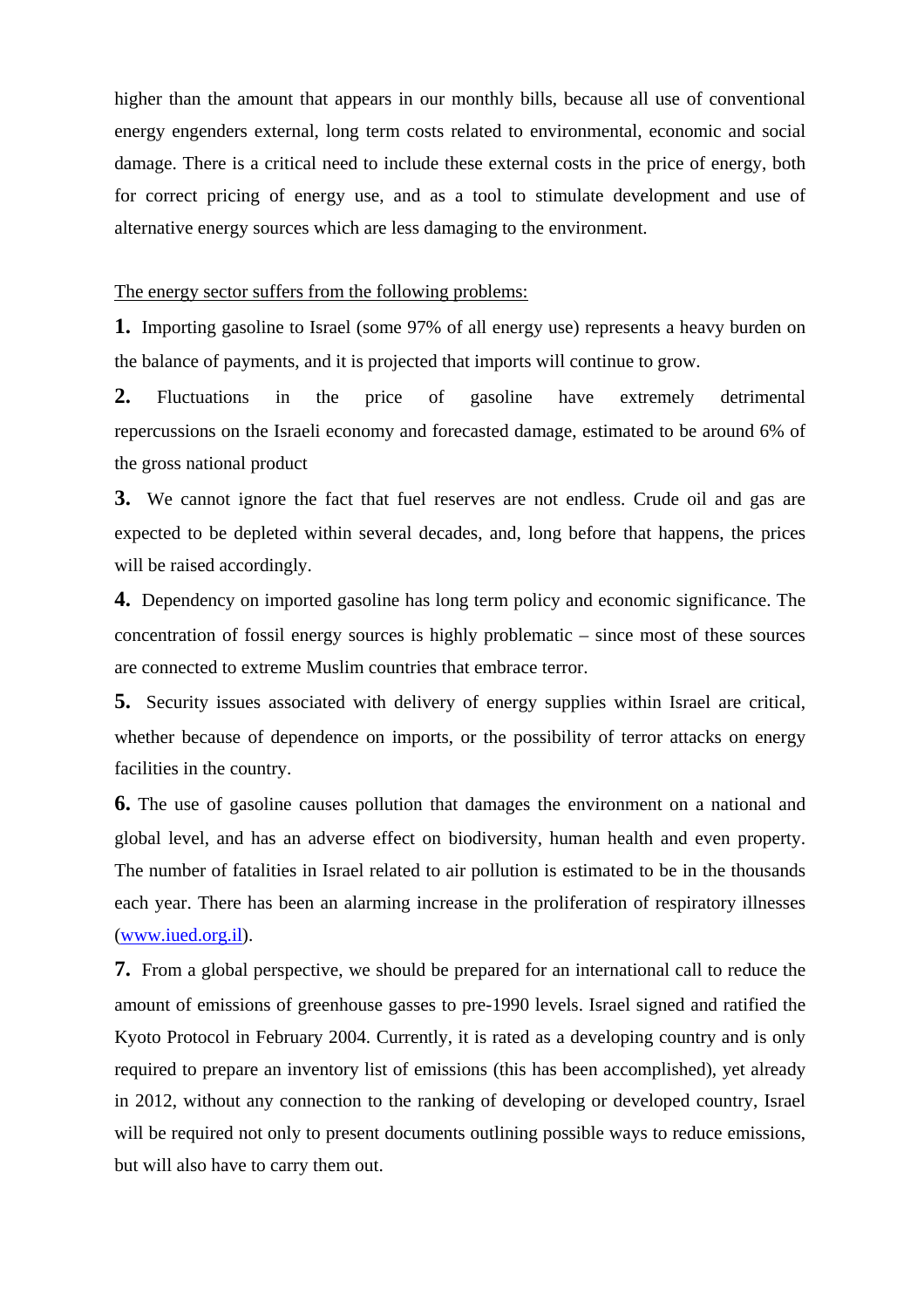higher than the amount that appears in our monthly bills, because all use of conventional energy engenders external, long term costs related to environmental, economic and social damage. There is a critical need to include these external costs in the price of energy, both for correct pricing of energy use, and as a tool to stimulate development and use of alternative energy sources which are less damaging to the environment.

<u>The energy sector suffers from the following problems:</u>

**1.** Importing gasoline to Israel (some 97% of all energy use) represents a heavy burden on the balance of payments, and it is projected that imports will continue to grow.

**2.** Fluctuations in the price of gasoline have extremely detrimental repercussions on the Israeli economy and forecasted damage, estimated to be around 6% of the gross national product

**3.** We cannot ignore the fact that fuel reserves are not endless. Crude oil and gas are expected to be depleted within several decades, and, long before that happens, the prices will be raised accordingly.

**4.** Dependency on imported gasoline has long term policy and economic significance. The concentration of fossil energy sources is highly problematic – since most of these sources are connected to extreme Muslim countries that embrace terror.

**5.** Security issues associated with delivery of energy supplies within Israel are critical, whether because of dependence on imports, or the possibility of terror attacks on energy facilities in the country.

**6.** The use of gasoline causes pollution that damages the environment on a national and global level, and has an adverse effect on biodiversity, human health and even property. The number of fatalities in Israel related to air pollution is estimated to be in the thousands each year. There has been an alarming increase in the proliferation of respiratory illnesses ([www.iued.org.il](http://www.iued.org.il)).

**7.** From a global perspective, we should be prepared for an international call to reduce the amount of emissions of greenhouse gasses to pre-1990 levels. Israel signed and ratified the Kyoto Protocol in February 2004. Currently, it is rated as a developing country and is only required to prepare an inventory list of emissions (this has been accomplished), yet already in 2012, without any connection to the ranking of developing or developed country, Israel will be required not only to present documents outlining possible ways to reduce emissions, but will also have to carry them out.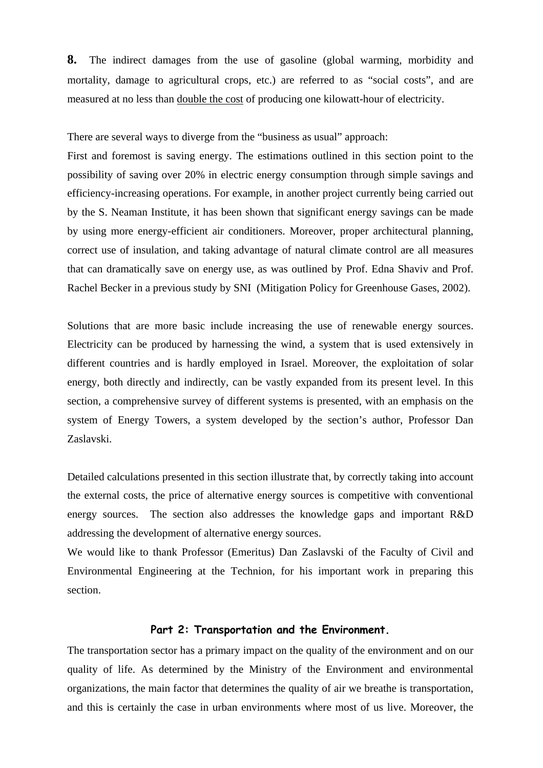**8.** The indirect damages from the use of gasoline (global warming, morbidity and mortality, damage to agricultural crops, etc.) are referred to as "social costs", and are measured at no less than <u>double the cost</u> of producing one kilowatt-hour of electricity.

There are several ways to diverge from the "business as usual" approach:
First and foremost is saving energy. The estimations outlined in this section point to the possibility of saving over 20% in electric energy consumption through simple savings and efficiency-increasing operations. For example, in another project currently being carried out by the S. Neaman Institute, it has been shown that significant energy savings can be made by using more energy-efficient air conditioners. Moreover, proper architectural planning, correct use of insulation, and taking advantage of natural climate control are all measures that can dramatically save on energy use, as was outlined by Prof. Edna Shaviv and Prof. Rachel Becker in a previous study by SNI (Mitigation Policy for Greenhouse Gases, 2002).

Solutions that are more basic include increasing the use of renewable energy sources. Electricity can be produced by harnessing the wind, a system that is used extensively in different countries and is hardly employed in Israel. Moreover, the exploitation of solar energy, both directly and indirectly, can be vastly expanded from its present level. In this section, a comprehensive survey of different systems is presented, with an emphasis on the system of Energy Towers, a system developed by the section's author, Professor Dan Zaslavski.

Detailed calculations presented in this section illustrate that, by correctly taking into account the external costs, the price of alternative energy sources is competitive with conventional energy sources. The section also addresses the knowledge gaps and important R&D addressing the development of alternative energy sources.
We would like to thank Professor (Emeritus) Dan Zaslavski of the Faculty of Civil and Environmental Engineering at the Technion, for his important work in preparing this section.

## Part 2: Transportation and the Environment.

The transportation sector has a primary impact on the quality of the environment and on our quality of life. As determined by the Ministry of the Environment and environmental organizations, the main factor that determines the quality of air we breathe is transportation, and this is certainly the case in urban environments where most of us live. Moreover, the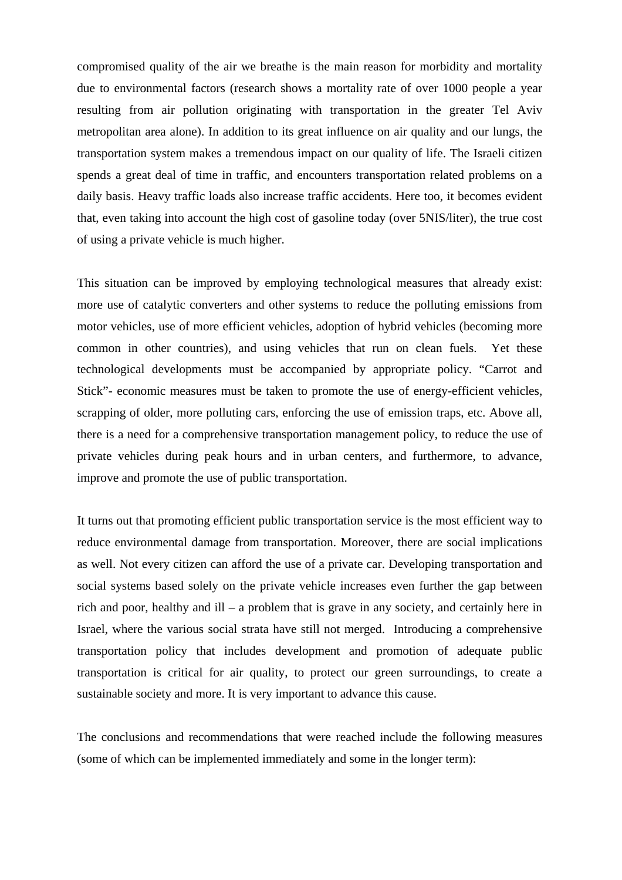compromised quality of the air we breathe is the main reason for morbidity and mortality due to environmental factors (research shows a mortality rate of over 1000 people a year resulting from air pollution originating with transportation in the greater Tel Aviv metropolitan area alone). In addition to its great influence on air quality and our lungs, the transportation system makes a tremendous impact on our quality of life. The Israeli citizen spends a great deal of time in traffic, and encounters transportation related problems on a daily basis. Heavy traffic loads also increase traffic accidents. Here too, it becomes evident that, even taking into account the high cost of gasoline today (over 5NIS/liter), the true cost of using a private vehicle is much higher.

This situation can be improved by employing technological measures that already exist: more use of catalytic converters and other systems to reduce the polluting emissions from motor vehicles, use of more efficient vehicles, adoption of hybrid vehicles (becoming more common in other countries), and using vehicles that run on clean fuels. Yet these technological developments must be accompanied by appropriate policy. "Carrot and Stick"- economic measures must be taken to promote the use of energy-efficient vehicles, scrapping of older, more polluting cars, enforcing the use of emission traps, etc. Above all, there is a need for a comprehensive transportation management policy, to reduce the use of private vehicles during peak hours and in urban centers, and furthermore, to advance, improve and promote the use of public transportation.

It turns out that promoting efficient public transportation service is the most efficient way to reduce environmental damage from transportation. Moreover, there are social implications as well. Not every citizen can afford the use of a private car. Developing transportation and social systems based solely on the private vehicle increases even further the gap between rich and poor, healthy and ill – a problem that is grave in any society, and certainly here in Israel, where the various social strata have still not merged. Introducing a comprehensive transportation policy that includes development and promotion of adequate public transportation is critical for air quality, to protect our green surroundings, to create a sustainable society and more. It is very important to advance this cause.

The conclusions and recommendations that were reached include the following measures (some of which can be implemented immediately and some in the longer term):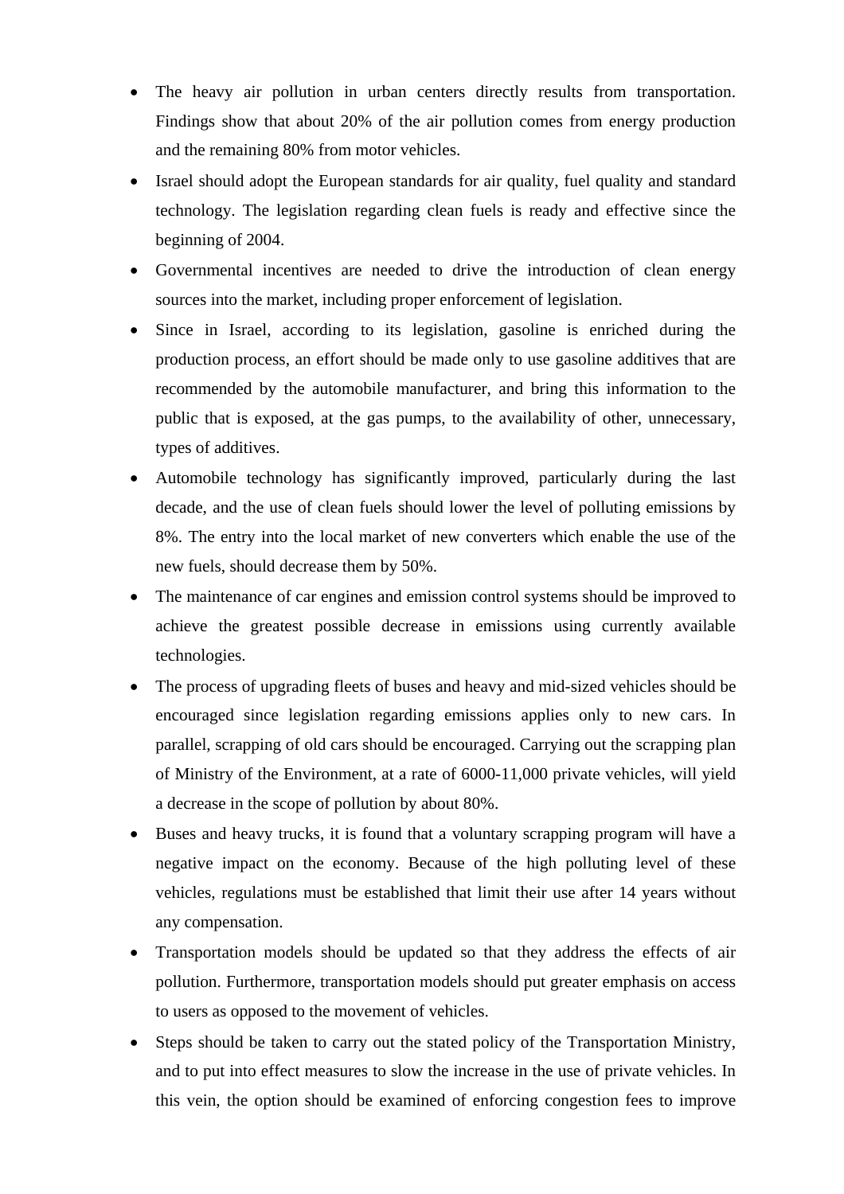- The heavy air pollution in urban centers directly results from transportation. Findings show that about 20% of the air pollution comes from energy production and the remaining 80% from motor vehicles.
- Israel should adopt the European standards for air quality, fuel quality and standard technology. The legislation regarding clean fuels is ready and effective since the beginning of 2004.
- Governmental incentives are needed to drive the introduction of clean energy sources into the market, including proper enforcement of legislation.
- Since in Israel, according to its legislation, gasoline is enriched during the production process, an effort should be made only to use gasoline additives that are recommended by the automobile manufacturer, and bring this information to the public that is exposed, at the gas pumps, to the availability of other, unnecessary, types of additives.
- Automobile technology has significantly improved, particularly during the last decade, and the use of clean fuels should lower the level of polluting emissions by 8%. The entry into the local market of new converters which enable the use of the new fuels, should decrease them by 50%.
- The maintenance of car engines and emission control systems should be improved to achieve the greatest possible decrease in emissions using currently available technologies.
- The process of upgrading fleets of buses and heavy and mid-sized vehicles should be encouraged since legislation regarding emissions applies only to new cars. In parallel, scrapping of old cars should be encouraged. Carrying out the scrapping plan of Ministry of the Environment, at a rate of 6000-11,000 private vehicles, will yield a decrease in the scope of pollution by about 80%.
- Buses and heavy trucks, it is found that a voluntary scrapping program will have a negative impact on the economy. Because of the high polluting level of these vehicles, regulations must be established that limit their use after 14 years without any compensation.
- Transportation models should be updated so that they address the effects of air pollution. Furthermore, transportation models should put greater emphasis on access to users as opposed to the movement of vehicles.
- Steps should be taken to carry out the stated policy of the Transportation Ministry, and to put into effect measures to slow the increase in the use of private vehicles. In this vein, the option should be examined of enforcing congestion fees to improve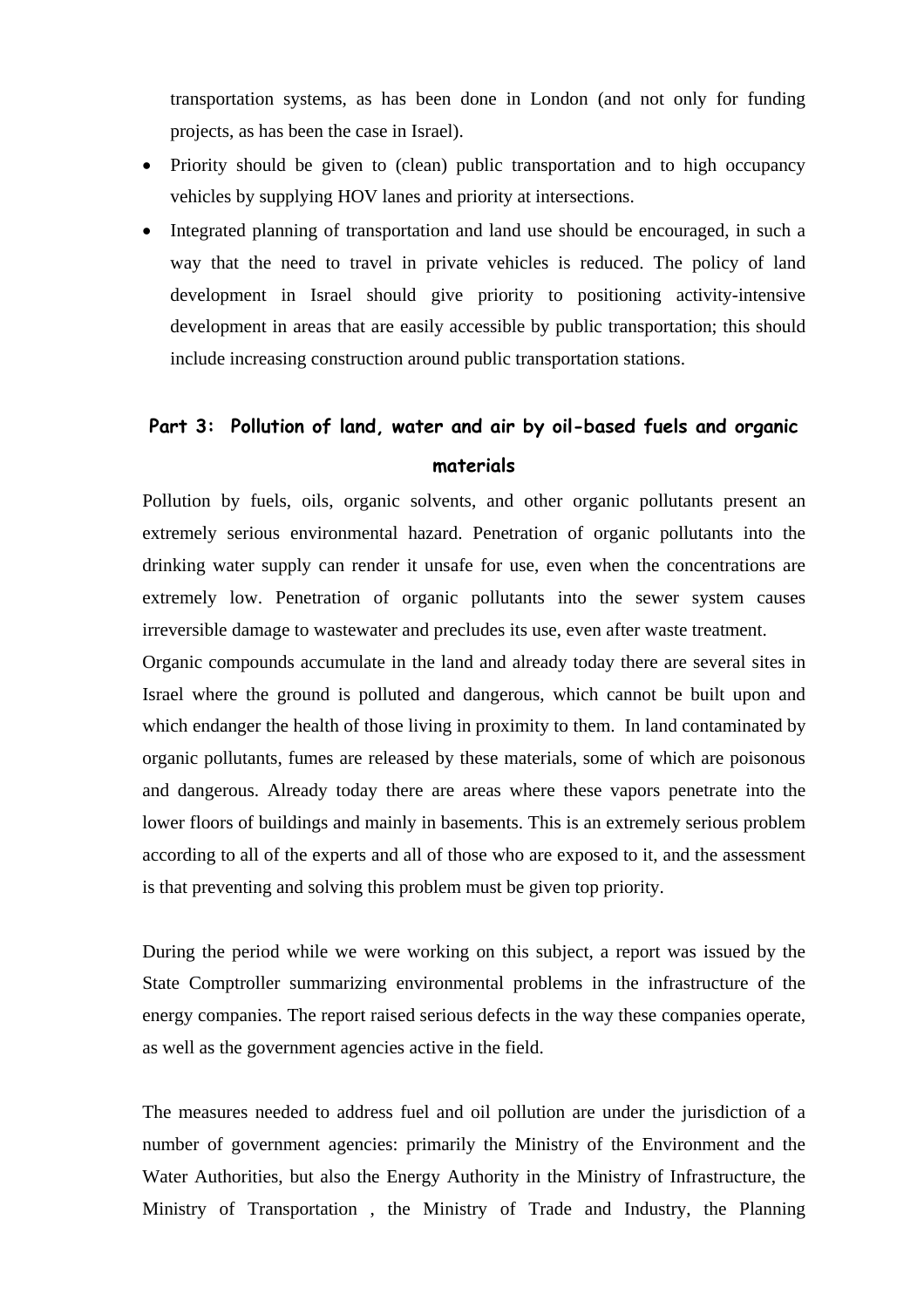transportation systems, as has been done in London (and not only for funding projects, as has been the case in Israel).

- Priority should be given to (clean) public transportation and to high occupancy vehicles by supplying HOV lanes and priority at intersections.
- Integrated planning of transportation and land use should be encouraged, in such a way that the need to travel in private vehicles is reduced. The policy of land development in Israel should give priority to positioning activity-intensive development in areas that are easily accessible by public transportation; this should include increasing construction around public transportation stations.

## Part 3: Pollution of land, water and air by oil-based fuels and organic materials

Pollution by fuels, oils, organic solvents, and other organic pollutants present an extremely serious environmental hazard. Penetration of organic pollutants into the drinking water supply can render it unsafe for use, even when the concentrations are extremely low. Penetration of organic pollutants into the sewer system causes irreversible damage to wastewater and precludes its use, even after waste treatment.

Organic compounds accumulate in the land and already today there are several sites in Israel where the ground is polluted and dangerous, which cannot be built upon and which endanger the health of those living in proximity to them. In land contaminated by organic pollutants, fumes are released by these materials, some of which are poisonous and dangerous. Already today there are areas where these vapors penetrate into the lower floors of buildings and mainly in basements. This is an extremely serious problem according to all of the experts and all of those who are exposed to it, and the assessment is that preventing and solving this problem must be given top priority.

During the period while we were working on this subject, a report was issued by the State Comptroller summarizing environmental problems in the infrastructure of the energy companies. The report raised serious defects in the way these companies operate, as well as the government agencies active in the field.

The measures needed to address fuel and oil pollution are under the jurisdiction of a number of government agencies: primarily the Ministry of the Environment and the Water Authorities, but also the Energy Authority in the Ministry of Infrastructure, the Ministry of Transportation , the Ministry of Trade and Industry, the Planning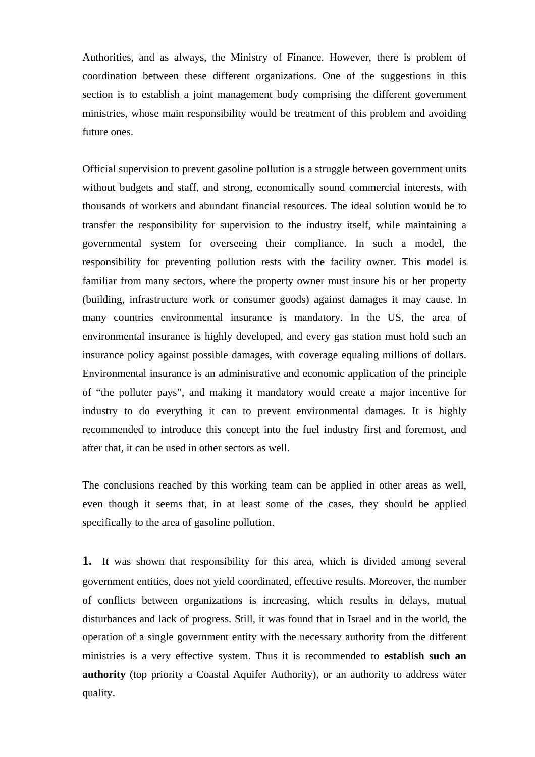Authorities, and as always, the Ministry of Finance. However, there is problem of coordination between these different organizations. One of the suggestions in this section is to establish a joint management body comprising the different government ministries, whose main responsibility would be treatment of this problem and avoiding future ones.

Official supervision to prevent gasoline pollution is a struggle between government units without budgets and staff, and strong, economically sound commercial interests, with thousands of workers and abundant financial resources. The ideal solution would be to transfer the responsibility for supervision to the industry itself, while maintaining a governmental system for overseeing their compliance. In such a model, the responsibility for preventing pollution rests with the facility owner. This model is familiar from many sectors, where the property owner must insure his or her property (building, infrastructure work or consumer goods) against damages it may cause. In many countries environmental insurance is mandatory. In the US, the area of environmental insurance is highly developed, and every gas station must hold such an insurance policy against possible damages, with coverage equaling millions of dollars. Environmental insurance is an administrative and economic application of the principle of “the polluter pays”, and making it mandatory would create a major incentive for industry to do everything it can to prevent environmental damages. It is highly recommended to introduce this concept into the fuel industry first and foremost, and after that, it can be used in other sectors as well.

The conclusions reached by this working team can be applied in other areas as well, even though it seems that, in at least some of the cases, they should be applied specifically to the area of gasoline pollution.

**1.** It was shown that responsibility for this area, which is divided among several government entities, does not yield coordinated, effective results. Moreover, the number of conflicts between organizations is increasing, which results in delays, mutual disturbances and lack of progress. Still, it was found that in Israel and in the world, the operation of a single government entity with the necessary authority from the different ministries is a very effective system. Thus it is recommended to **establish such an authority** (top priority a Coastal Aquifer Authority), or an authority to address water quality.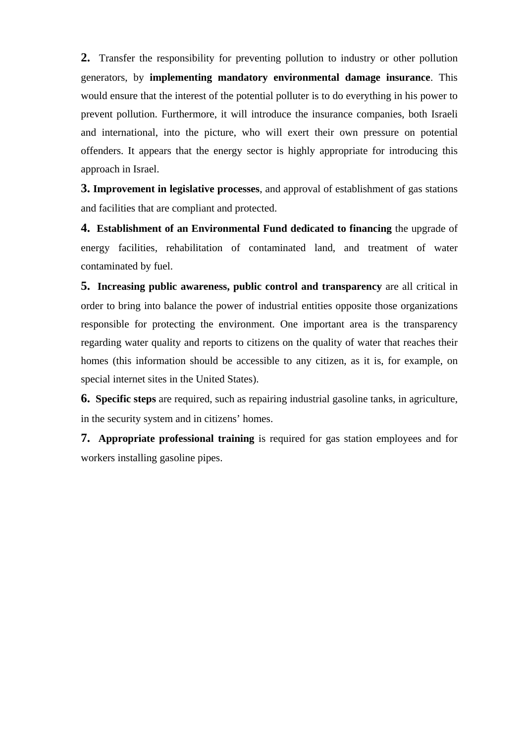**2.** Transfer the responsibility for preventing pollution to industry or other pollution generators, by **implementing mandatory environmental damage insurance**. This would ensure that the interest of the potential polluter is to do everything in his power to prevent pollution. Furthermore, it will introduce the insurance companies, both Israeli and international, into the picture, who will exert their own pressure on potential offenders. It appears that the energy sector is highly appropriate for introducing this approach in Israel.

**3. Improvement in legislative processes**, and approval of establishment of gas stations and facilities that are compliant and protected.

**4. Establishment of an Environmental Fund dedicated to financing** the upgrade of energy facilities, rehabilitation of contaminated land, and treatment of water contaminated by fuel.

**5. Increasing public awareness, public control and transparency** are all critical in order to bring into balance the power of industrial entities opposite those organizations responsible for protecting the environment. One important area is the transparency regarding water quality and reports to citizens on the quality of water that reaches their homes (this information should be accessible to any citizen, as it is, for example, on special internet sites in the United States).

**6. Specific steps** are required, such as repairing industrial gasoline tanks, in agriculture, in the security system and in citizens' homes.

**7. Appropriate professional training** is required for gas station employees and for workers installing gasoline pipes.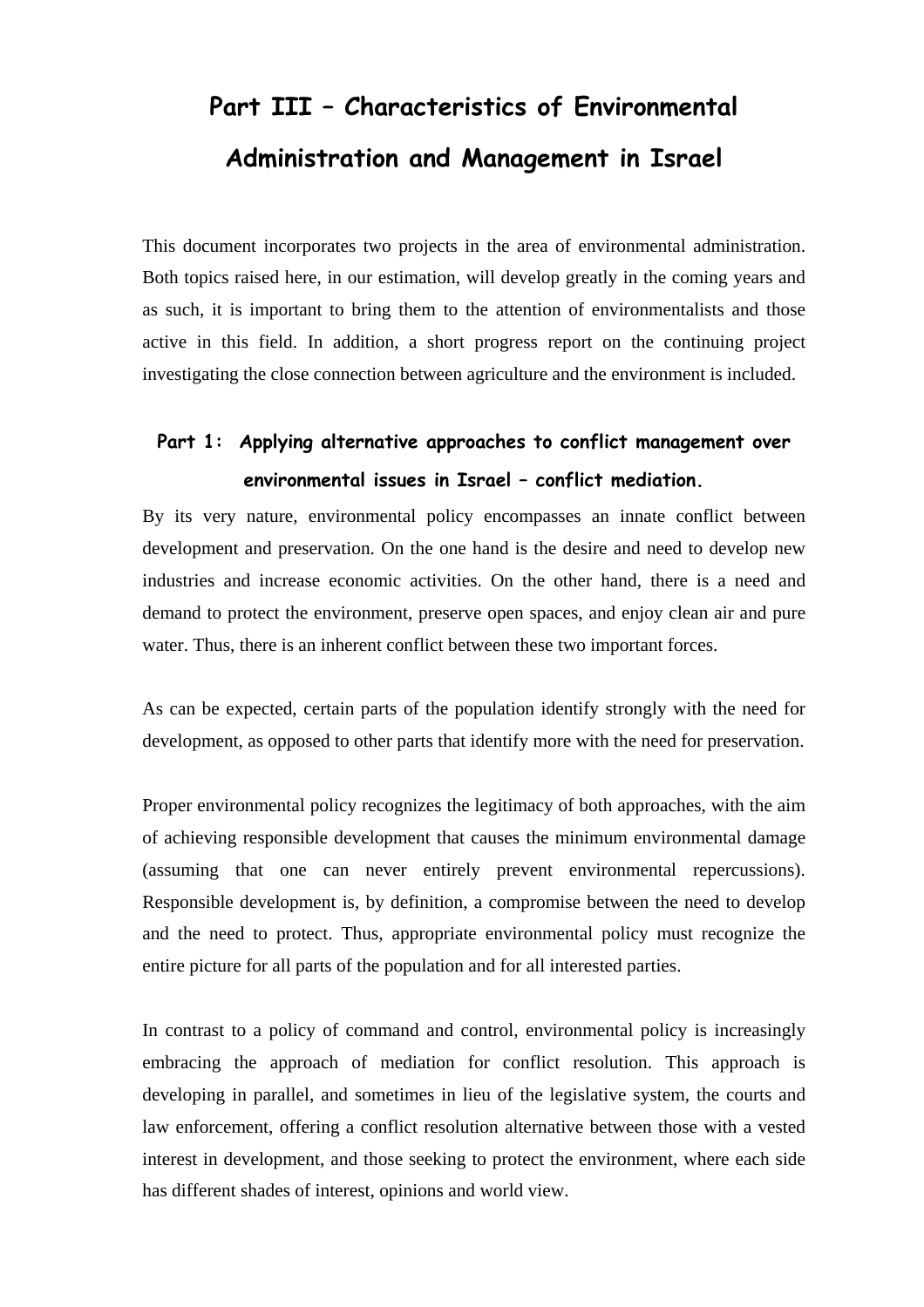# Part III – Characteristics of Environmental Administration and Management in Israel

This document incorporates two projects in the area of environmental administration. Both topics raised here, in our estimation, will develop greatly in the coming years and as such, it is important to bring them to the attention of environmentalists and those active in this field. In addition, a short progress report on the continuing project investigating the close connection between agriculture and the environment is included.

## Part 1: Applying alternative approaches to conflict management over environmental issues in Israel – conflict mediation.

By its very nature, environmental policy encompasses an innate conflict between development and preservation. On the one hand is the desire and need to develop new industries and increase economic activities. On the other hand, there is a need and demand to protect the environment, preserve open spaces, and enjoy clean air and pure water. Thus, there is an inherent conflict between these two important forces.

As can be expected, certain parts of the population identify strongly with the need for development, as opposed to other parts that identify more with the need for preservation.

Proper environmental policy recognizes the legitimacy of both approaches, with the aim of achieving responsible development that causes the minimum environmental damage (assuming that one can never entirely prevent environmental repercussions). Responsible development is, by definition, a compromise between the need to develop and the need to protect. Thus, appropriate environmental policy must recognize the entire picture for all parts of the population and for all interested parties.

In contrast to a policy of command and control, environmental policy is increasingly embracing the approach of mediation for conflict resolution. This approach is developing in parallel, and sometimes in lieu of the legislative system, the courts and law enforcement, offering a conflict resolution alternative between those with a vested interest in development, and those seeking to protect the environment, where each side has different shades of interest, opinions and world view.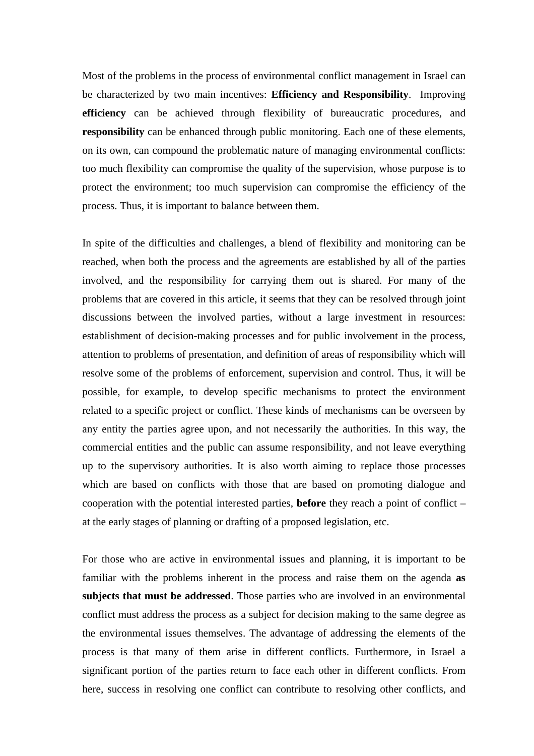Most of the problems in the process of environmental conflict management in Israel can be characterized by two main incentives: **Efficiency and Responsibility**. Improving **efficiency** can be achieved through flexibility of bureaucratic procedures, and **responsibility** can be enhanced through public monitoring. Each one of these elements, on its own, can compound the problematic nature of managing environmental conflicts: too much flexibility can compromise the quality of the supervision, whose purpose is to protect the environment; too much supervision can compromise the efficiency of the process. Thus, it is important to balance between them.

In spite of the difficulties and challenges, a blend of flexibility and monitoring can be reached, when both the process and the agreements are established by all of the parties involved, and the responsibility for carrying them out is shared. For many of the problems that are covered in this article, it seems that they can be resolved through joint discussions between the involved parties, without a large investment in resources: establishment of decision-making processes and for public involvement in the process, attention to problems of presentation, and definition of areas of responsibility which will resolve some of the problems of enforcement, supervision and control. Thus, it will be possible, for example, to develop specific mechanisms to protect the environment related to a specific project or conflict. These kinds of mechanisms can be overseen by any entity the parties agree upon, and not necessarily the authorities. In this way, the commercial entities and the public can assume responsibility, and not leave everything up to the supervisory authorities. It is also worth aiming to replace those processes which are based on conflicts with those that are based on promoting dialogue and cooperation with the potential interested parties, **before** they reach a point of conflict – at the early stages of planning or drafting of a proposed legislation, etc.

For those who are active in environmental issues and planning, it is important to be familiar with the problems inherent in the process and raise them on the agenda **as subjects that must be addressed**. Those parties who are involved in an environmental conflict must address the process as a subject for decision making to the same degree as the environmental issues themselves. The advantage of addressing the elements of the process is that many of them arise in different conflicts. Furthermore, in Israel a significant portion of the parties return to face each other in different conflicts. From here, success in resolving one conflict can contribute to resolving other conflicts, and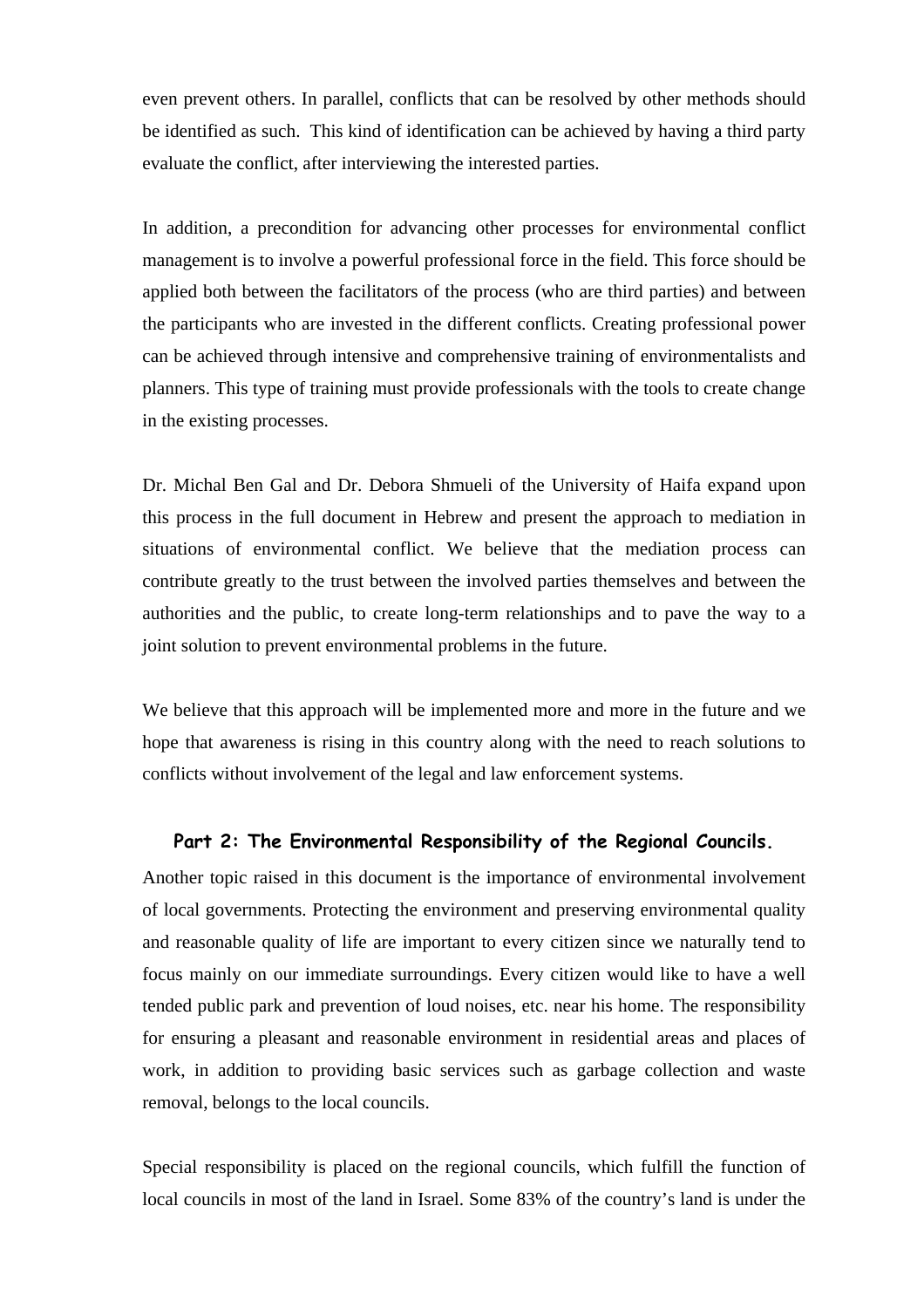even prevent others. In parallel, conflicts that can be resolved by other methods should be identified as such. This kind of identification can be achieved by having a third party evaluate the conflict, after interviewing the interested parties.

In addition, a precondition for advancing other processes for environmental conflict management is to involve a powerful professional force in the field. This force should be applied both between the facilitators of the process (who are third parties) and between the participants who are invested in the different conflicts. Creating professional power can be achieved through intensive and comprehensive training of environmentalists and planners. This type of training must provide professionals with the tools to create change in the existing processes.

Dr. Michal Ben Gal and Dr. Debora Shmueli of the University of Haifa expand upon this process in the full document in Hebrew and present the approach to mediation in situations of environmental conflict. We believe that the mediation process can contribute greatly to the trust between the involved parties themselves and between the authorities and the public, to create long-term relationships and to pave the way to a joint solution to prevent environmental problems in the future.

We believe that this approach will be implemented more and more in the future and we hope that awareness is rising in this country along with the need to reach solutions to conflicts without involvement of the legal and law enforcement systems.

## Part 2: The Environmental Responsibility of the Regional Councils.

Another topic raised in this document is the importance of environmental involvement of local governments. Protecting the environment and preserving environmental quality and reasonable quality of life are important to every citizen since we naturally tend to focus mainly on our immediate surroundings. Every citizen would like to have a well tended public park and prevention of loud noises, etc. near his home. The responsibility for ensuring a pleasant and reasonable environment in residential areas and places of work, in addition to providing basic services such as garbage collection and waste removal, belongs to the local councils.

Special responsibility is placed on the regional councils, which fulfill the function of local councils in most of the land in Israel. Some 83% of the country's land is under the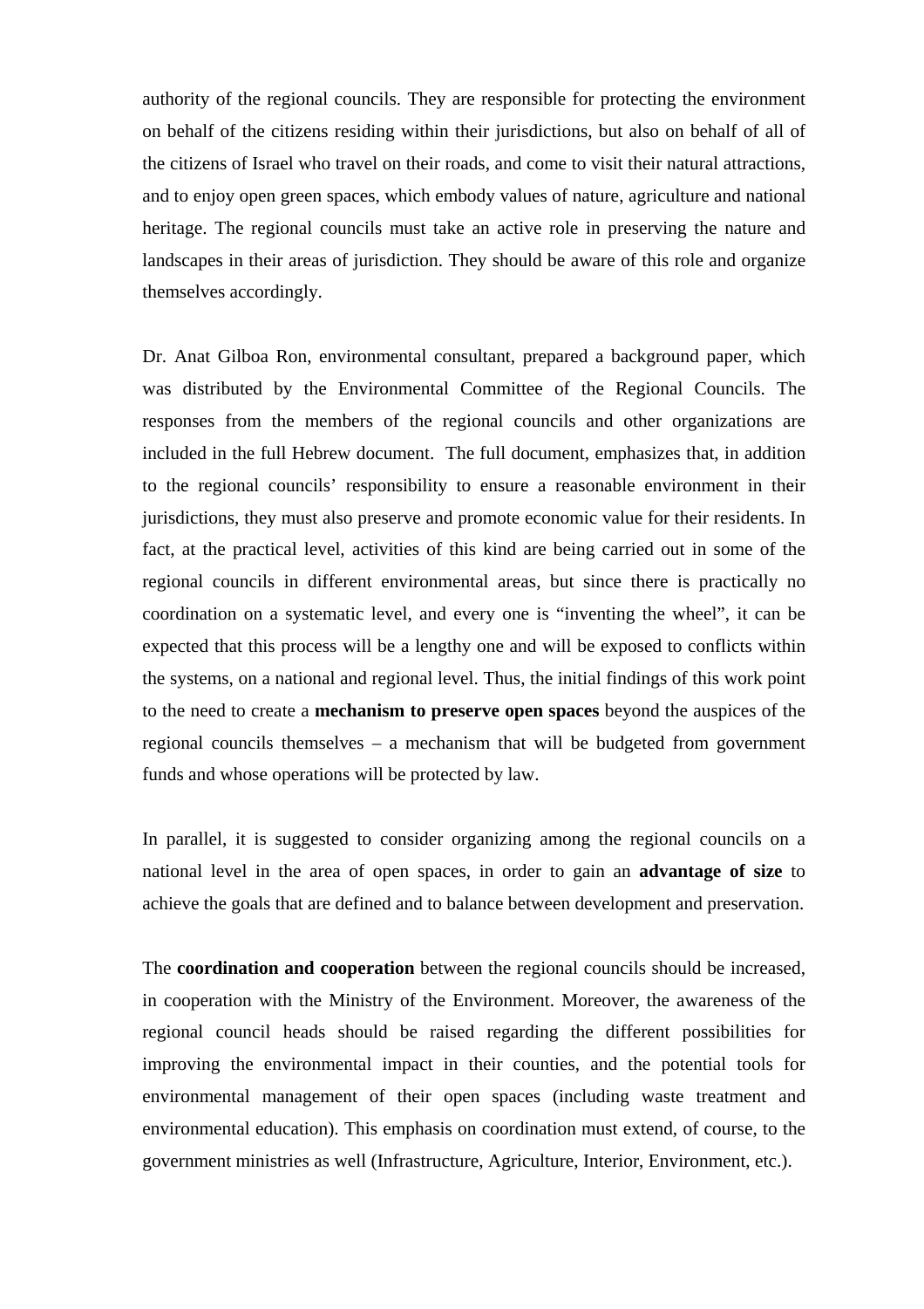authority of the regional councils. They are responsible for protecting the environment on behalf of the citizens residing within their jurisdictions, but also on behalf of all of the citizens of Israel who travel on their roads, and come to visit their natural attractions, and to enjoy open green spaces, which embody values of nature, agriculture and national heritage. The regional councils must take an active role in preserving the nature and landscapes in their areas of jurisdiction. They should be aware of this role and organize themselves accordingly.

Dr. Anat Gilboa Ron, environmental consultant, prepared a background paper, which was distributed by the Environmental Committee of the Regional Councils. The responses from the members of the regional councils and other organizations are included in the full Hebrew document. The full document, emphasizes that, in addition to the regional councils' responsibility to ensure a reasonable environment in their jurisdictions, they must also preserve and promote economic value for their residents. In fact, at the practical level, activities of this kind are being carried out in some of the regional councils in different environmental areas, but since there is practically no coordination on a systematic level, and every one is "inventing the wheel", it can be expected that this process will be a lengthy one and will be exposed to conflicts within the systems, on a national and regional level. Thus, the initial findings of this work point to the need to create a **mechanism to preserve open spaces** beyond the auspices of the regional councils themselves – a mechanism that will be budgeted from government funds and whose operations will be protected by law.

In parallel, it is suggested to consider organizing among the regional councils on a national level in the area of open spaces, in order to gain an **advantage of size** to achieve the goals that are defined and to balance between development and preservation.

The **coordination and cooperation** between the regional councils should be increased, in cooperation with the Ministry of the Environment. Moreover, the awareness of the regional council heads should be raised regarding the different possibilities for improving the environmental impact in their counties, and the potential tools for environmental management of their open spaces (including waste treatment and environmental education). This emphasis on coordination must extend, of course, to the government ministries as well (Infrastructure, Agriculture, Interior, Environment, etc.).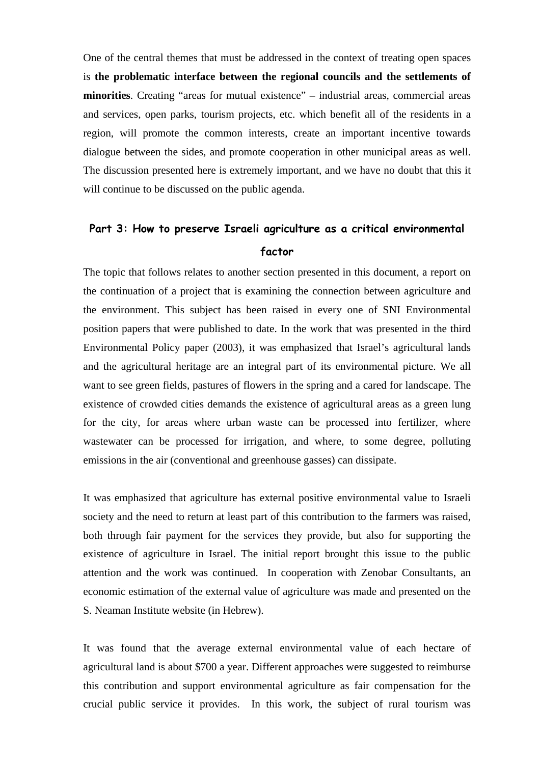One of the central themes that must be addressed in the context of treating open spaces is **the problematic interface between the regional councils and the settlements of minorities**. Creating "areas for mutual existence" – industrial areas, commercial areas and services, open parks, tourism projects, etc. which benefit all of the residents in a region, will promote the common interests, create an important incentive towards dialogue between the sides, and promote cooperation in other municipal areas as well. The discussion presented here is extremely important, and we have no doubt that this it will continue to be discussed on the public agenda.

## Part 3: How to preserve Israeli agriculture as a critical environmental factor

The topic that follows relates to another section presented in this document, a report on the continuation of a project that is examining the connection between agriculture and the environment. This subject has been raised in every one of SNI Environmental position papers that were published to date. In the work that was presented in the third Environmental Policy paper (2003), it was emphasized that Israel's agricultural lands and the agricultural heritage are an integral part of its environmental picture. We all want to see green fields, pastures of flowers in the spring and a cared for landscape. The existence of crowded cities demands the existence of agricultural areas as a green lung for the city, for areas where urban waste can be processed into fertilizer, where wastewater can be processed for irrigation, and where, to some degree, polluting emissions in the air (conventional and greenhouse gasses) can dissipate.

It was emphasized that agriculture has external positive environmental value to Israeli society and the need to return at least part of this contribution to the farmers was raised, both through fair payment for the services they provide, but also for supporting the existence of agriculture in Israel. The initial report brought this issue to the public attention and the work was continued. In cooperation with Zenobar Consultants, an economic estimation of the external value of agriculture was made and presented on the S. Neaman Institute website (in Hebrew).

It was found that the average external environmental value of each hectare of agricultural land is about $700 a year. Different approaches were suggested to reimburse this contribution and support environmental agriculture as fair compensation for the crucial public service it provides. In this work, the subject of rural tourism was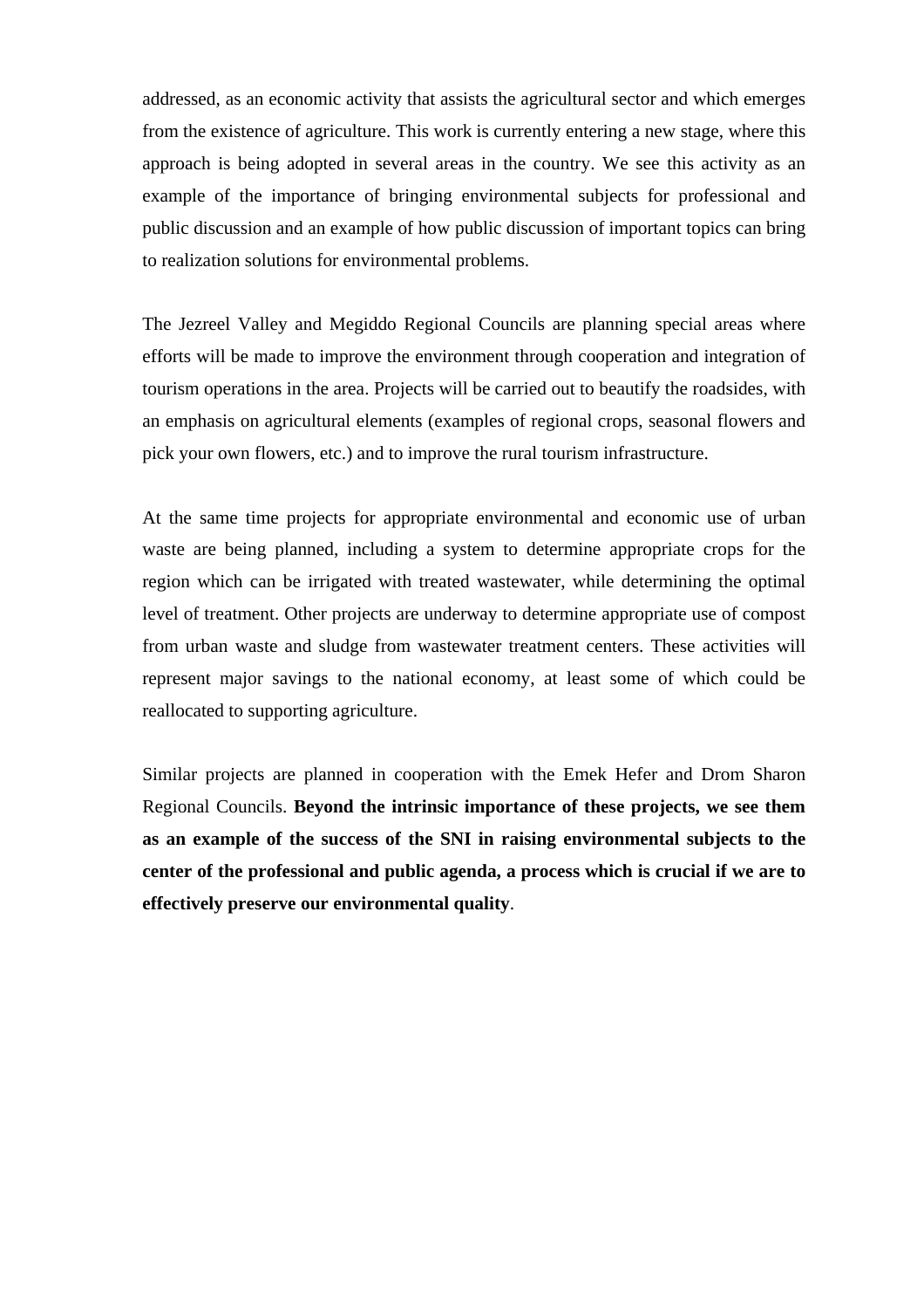addressed, as an economic activity that assists the agricultural sector and which emerges from the existence of agriculture. This work is currently entering a new stage, where this approach is being adopted in several areas in the country. We see this activity as an example of the importance of bringing environmental subjects for professional and public discussion and an example of how public discussion of important topics can bring to realization solutions for environmental problems.

The Jezreel Valley and Megiddo Regional Councils are planning special areas where efforts will be made to improve the environment through cooperation and integration of tourism operations in the area. Projects will be carried out to beautify the roadsides, with an emphasis on agricultural elements (examples of regional crops, seasonal flowers and pick your own flowers, etc.) and to improve the rural tourism infrastructure.

At the same time projects for appropriate environmental and economic use of urban waste are being planned, including a system to determine appropriate crops for the region which can be irrigated with treated wastewater, while determining the optimal level of treatment. Other projects are underway to determine appropriate use of compost from urban waste and sludge from wastewater treatment centers. These activities will represent major savings to the national economy, at least some of which could be reallocated to supporting agriculture.

Similar projects are planned in cooperation with the Emek Hefer and Drom Sharon Regional Councils. **Beyond the intrinsic importance of these projects, we see them as an example of the success of the SNI in raising environmental subjects to the center of the professional and public agenda, a process which is crucial if we are to effectively preserve our environmental quality**.